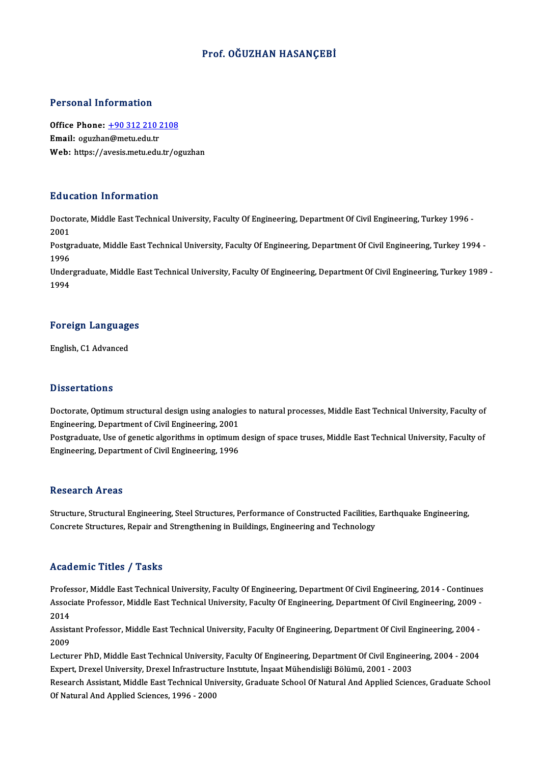# Prof. OĞUZHAN HASANÇEBİ

## Personal Information

**Office Phone:** +90 312 210 2108
**Email:** oguzhan@metu.edu.tr
**Web:** https://avesis.metu.edu.tr/oguzhan

## Education Information

Doctorate, Middle East Technical University, Faculty Of Engineering, Department Of Civil Engineering, Turkey 1996 - 2001
Postgraduate, Middle East Technical University, Faculty Of Engineering, Department Of Civil Engineering, Turkey 1994 - 1996
Undergraduate, Middle East Technical University, Faculty Of Engineering, Department Of Civil Engineering, Turkey 1989 - 1994

## Foreign Languages

English, C1 Advanced

## Dissertations

Doctorate, Optimum structural design using analogies to natural processes, Middle East Technical University, Faculty of Engineering, Department of Civil Engineering, 2001
Postgraduate, Use of genetic algorithms in optimum design of space truses, Middle East Technical University, Faculty of Engineering, Department of Civil Engineering, 1996

## Research Areas

Structure, Structural Engineering, Steel Structures, Performance of Constructed Facilities, Earthquake Engineering, Concrete Structures, Repair and Strengthening in Buildings, Engineering and Technology

## Academic Titles / Tasks

Professor, Middle East Technical University, Faculty Of Engineering, Department Of Civil Engineering, 2014 - Continues
Associate Professor, Middle East Technical University, Faculty Of Engineering, Department Of Civil Engineering, 2009 - 2014
Assistant Professor, Middle East Technical University, Faculty Of Engineering, Department Of Civil Engineering, 2004 - 2009
Lecturer PhD, Middle East Technical University, Faculty Of Engineering, Department Of Civil Engineering, 2004 - 2004
Expert, Drexel University, Drexel Infrastructure Institute, İnşaat Mühendisliği Bölümü, 2001 - 2003
Research Assistant, Middle East Technical University, Graduate School Of Natural And Applied Sciences, Graduate School Of Natural And Applied Sciences, 1996 - 2000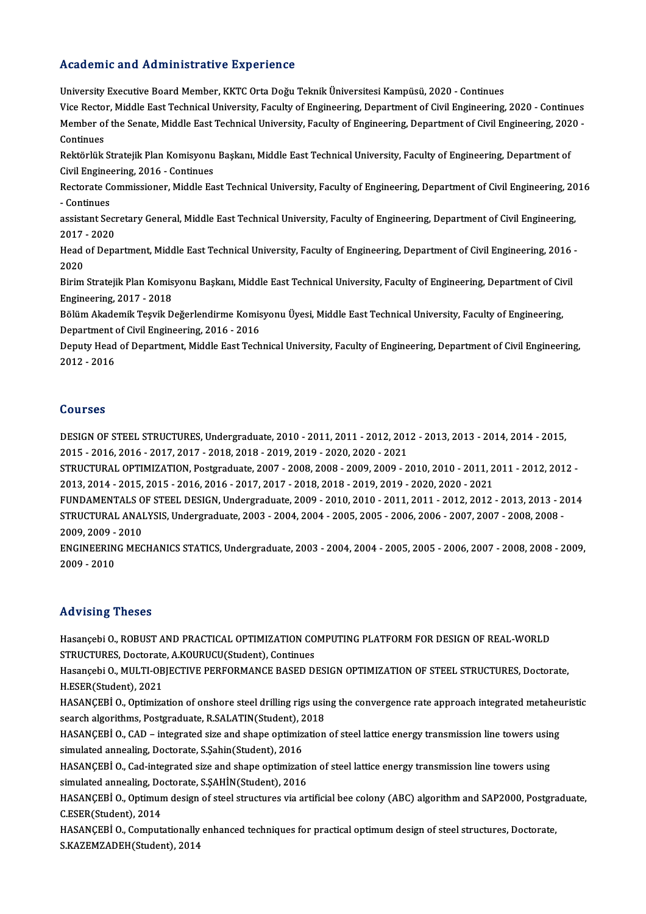## Academic and Administrative Experience

University Executive Board Member, KKTC Orta Doğu Teknik Üniversitesi Kampüsü, 2020 - Continues

Vice Rector, Middle East Technical University, Faculty of Engineering, Department of Civil Engineering, 2020 - Continues

Member of the Senate, Middle East Technical University, Faculty of Engineering, Department of Civil Engineering, 2020 - Continues

Rektörlük Stratejik Plan Komisyonu Başkanı, Middle East Technical University, Faculty of Engineering, Department of Civil Engineering, 2016 - Continues

Rectorate Commissioner, Middle East Technical University, Faculty of Engineering, Department of Civil Engineering, 2016 - Continues

assistant Secretary General, Middle East Technical University, Faculty of Engineering, Department of Civil Engineering, 2017 - 2020

Head of Department, Middle East Technical University, Faculty of Engineering, Department of Civil Engineering, 2016 - 2020

Birim Stratejik Plan Komisyonu Başkanı, Middle East Technical University, Faculty of Engineering, Department of Civil Engineering, 2017 - 2018

Bölüm Akademik Teşvik Değerlendirme Komisyonu Üyesi, Middle East Technical University, Faculty of Engineering, Department of Civil Engineering, 2016 - 2016

Deputy Head of Department, Middle East Technical University, Faculty of Engineering, Department of Civil Engineering, 2012 - 2016

## Courses

DESIGN OF STEEL STRUCTURES, Undergraduate, 2010 - 2011, 2011 - 2012, 2012 - 2013, 2013 - 2014, 2014 - 2015, 2015 - 2016, 2016 - 2017, 2017 - 2018, 2018 - 2019, 2019 - 2020, 2020 - 2021

STRUCTURAL OPTIMIZATION, Postgraduate, 2007 - 2008, 2008 - 2009, 2009 - 2010, 2010 - 2011, 2011 - 2012, 2012 - 2013, 2014 - 2015, 2015 - 2016, 2016 - 2017, 2017 - 2018, 2018 - 2019, 2019 - 2020, 2020 - 2021

FUNDAMENTALS OF STEEL DESIGN, Undergraduate, 2009 - 2010, 2010 - 2011, 2011 - 2012, 2012 - 2013, 2013 - 2014

STRUCTURAL ANALYSIS, Undergraduate, 2003 - 2004, 2004 - 2005, 2005 - 2006, 2006 - 2007, 2007 - 2008, 2008 - 2009, 2009 - 2010

ENGINEERING MECHANICS STATICS, Undergraduate, 2003 - 2004, 2004 - 2005, 2005 - 2006, 2007 - 2008, 2008 - 2009, 2009 - 2010

## Advising Theses

Hasançebi O., ROBUST AND PRACTICAL OPTIMIZATION COMPUTING PLATFORM FOR DESIGN OF REAL-WORLD STRUCTURES, Doctorate, A.KOURUCU(Student), Continues

Hasançebi O., MULTI-OBJECTIVE PERFORMANCE BASED DESIGN OPTIMIZATION OF STEEL STRUCTURES, Doctorate, H.ESER(Student), 2021

HASANÇEBİ O., Optimization of onshore steel drilling rigs using the convergence rate approach integrated metaheuristic search algorithms, Postgraduate, R.SALATIN(Student), 2018

HASANÇEBİ O., CAD – integrated size and shape optimization of steel lattice energy transmission line towers using simulated annealing, Doctorate, S.Şahin(Student), 2016

HASANÇEBİ O., Cad-integrated size and shape optimization of steel lattice energy transmission line towers using simulated annealing, Doctorate, S.ŞAHİN(Student), 2016

HASANÇEBİ O., Optimum design of steel structures via artificial bee colony (ABC) algorithm and SAP2000, Postgraduate, C.ESER(Student), 2014

HASANÇEBİ O., Computationally enhanced techniques for practical optimum design of steel structures, Doctorate, S.KAZEMZADEH(Student), 2014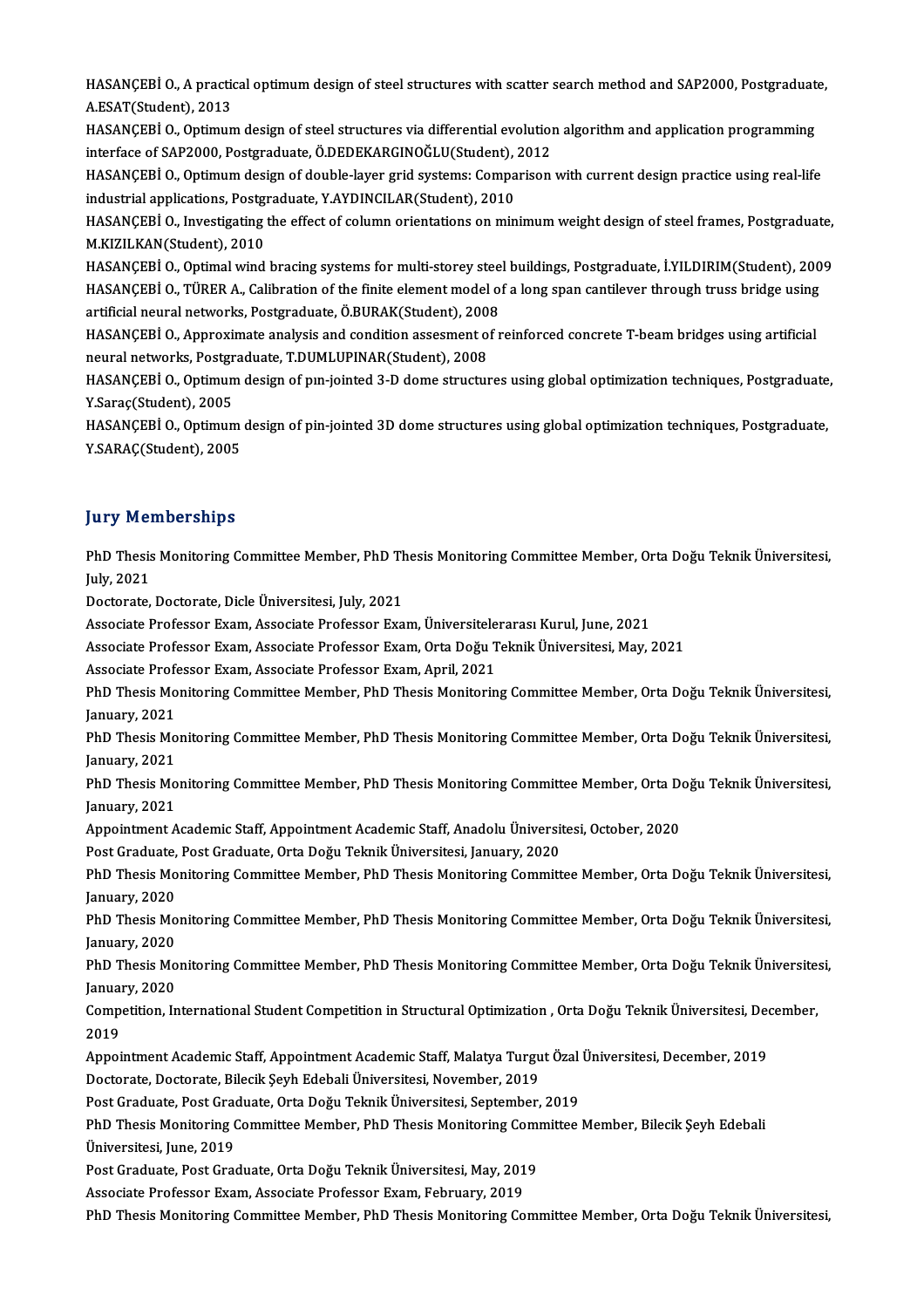HASANÇEBİ O., A practical optimum design of steel structures with scatter search method and SAP2000, Postgraduate, A.ESAT(Student), 2013

HASANÇEBİ O., Optimum design of steel structures via differential evolution algorithm and application programming interface of SAP2000, Postgraduate, Ö.DEDEKARGINOĞLU(Student), 2012

HASANÇEBİ O., Optimum design of double-layer grid systems: Comparison with current design practice using real-life industrial applications, Postgraduate, Y.AYDINCILAR(Student), 2010

HASANÇEBİ O., Investigating the effect of column orientations on minimum weight design of steel frames, Postgraduate, M.KIZILKAN(Student), 2010

HASANÇEBİ O., Optimal wind bracing systems for multi-storey steel buildings, Postgraduate, İ.YILDIRIM(Student), 2009

HASANÇEBİ O., TÜRER A., Calibration of the finite element model of a long span cantilever through truss bridge using artificial neural networks, Postgraduate, Ö.BURAK(Student), 2008

HASANÇEBİ O., Approximate analysis and condition assesment of reinforced concrete T-beam bridges using artificial neural networks, Postgraduate, T.DUMLUPINAR(Student), 2008

HASANÇEBİ O., Optimum design of pın-jointed 3-D dome structures using global optimization techniques, Postgraduate, Y.Saraç(Student), 2005

HASANÇEBİ O., Optimum design of pin-jointed 3D dome structures using global optimization techniques, Postgraduate, Y.SARAÇ(Student), 2005

## Jury Memberships

PhD Thesis Monitoring Committee Member, PhD Thesis Monitoring Committee Member, Orta Doğu Teknik Üniversitesi, July, 2021

Doctorate, Doctorate, Dicle Üniversitesi, July, 2021

Associate Professor Exam, Associate Professor Exam, Üniversitelerarası Kurul, June, 2021

Associate Professor Exam, Associate Professor Exam, Orta Doğu Teknik Üniversitesi, May, 2021

Associate Professor Exam, Associate Professor Exam, April, 2021

PhD Thesis Monitoring Committee Member, PhD Thesis Monitoring Committee Member, Orta Doğu Teknik Üniversitesi, January, 2021

PhD Thesis Monitoring Committee Member, PhD Thesis Monitoring Committee Member, Orta Doğu Teknik Üniversitesi, January, 2021

PhD Thesis Monitoring Committee Member, PhD Thesis Monitoring Committee Member, Orta Doğu Teknik Üniversitesi, January, 2021

Appointment Academic Staff, Appointment Academic Staff, Anadolu Üniversitesi, October, 2020

Post Graduate, Post Graduate, Orta Doğu Teknik Üniversitesi, January, 2020

PhD Thesis Monitoring Committee Member, PhD Thesis Monitoring Committee Member, Orta Doğu Teknik Üniversitesi, January, 2020

PhD Thesis Monitoring Committee Member, PhD Thesis Monitoring Committee Member, Orta Doğu Teknik Üniversitesi, January, 2020

PhD Thesis Monitoring Committee Member, PhD Thesis Monitoring Committee Member, Orta Doğu Teknik Üniversitesi, January, 2020

Competition, International Student Competition in Structural Optimization , Orta Doğu Teknik Üniversitesi, December, 2019

Appointment Academic Staff, Appointment Academic Staff, Malatya Turgut Özal Üniversitesi, December, 2019

Doctorate, Doctorate, Bilecik Şeyh Edebali Üniversitesi, November, 2019

Post Graduate, Post Graduate, Orta Doğu Teknik Üniversitesi, September, 2019

PhD Thesis Monitoring Committee Member, PhD Thesis Monitoring Committee Member, Bilecik Şeyh Edebali Üniversitesi, June, 2019

Post Graduate, Post Graduate, Orta Doğu Teknik Üniversitesi, May, 2019

Associate Professor Exam, Associate Professor Exam, February, 2019

PhD Thesis Monitoring Committee Member, PhD Thesis Monitoring Committee Member, Orta Doğu Teknik Üniversitesi,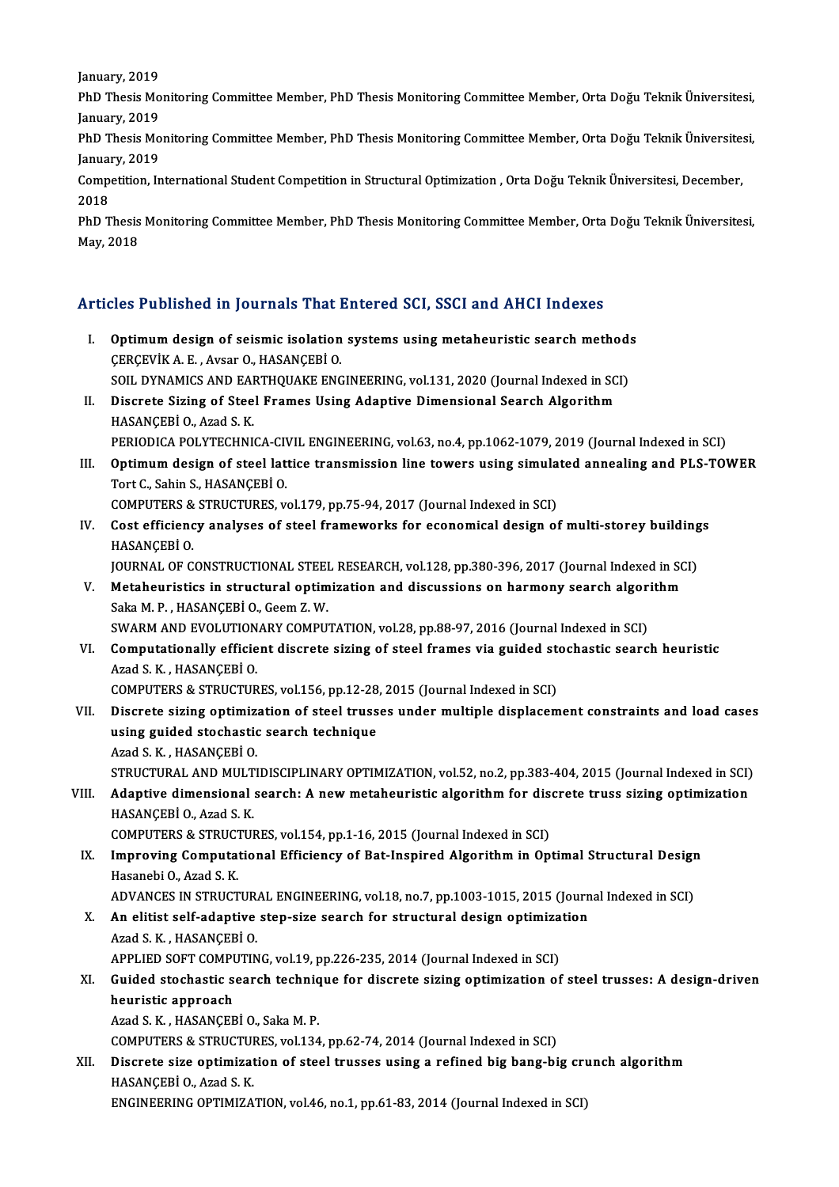January, 2019

PhD Thesis Monitoring Committee Member, PhD Thesis Monitoring Committee Member, Orta Doğu Teknik Üniversitesi, January, 2019

PhD Thesis Monitoring Committee Member, PhD Thesis Monitoring Committee Member, Orta Doğu Teknik Üniversitesi, January, 2019

Competition, International Student Competition in Structural Optimization , Orta Doğu Teknik Üniversitesi, December, 2018

PhD Thesis Monitoring Committee Member, PhD Thesis Monitoring Committee Member, Orta Doğu Teknik Üniversitesi, May, 2018

## Articles Published in Journals That Entered SCI, SSCI and AHCI Indexes

I. **Optimum design of seismic isolation systems using metaheuristic search methods**
ÇERÇEVİK A. E. , Avsar O., HASANÇEBİ O.
SOIL DYNAMICS AND EARTHQUAKE ENGINEERING, vol.131, 2020 (Journal Indexed in SCI)

II. **Discrete Sizing of Steel Frames Using Adaptive Dimensional Search Algorithm**
HASANÇEBİ O., Azad S. K.
PERIODICA POLYTECHNICA-CIVIL ENGINEERING, vol.63, no.4, pp.1062-1079, 2019 (Journal Indexed in SCI)

III. **Optimum design of steel lattice transmission line towers using simulated annealing and PLS-TOWER**
Tort C., Sahin S., HASANÇEBİ O.
COMPUTERS & STRUCTURES, vol.179, pp.75-94, 2017 (Journal Indexed in SCI)

IV. **Cost efficiency analyses of steel frameworks for economical design of multi-storey buildings**
HASANÇEBİ O.
JOURNAL OF CONSTRUCTIONAL STEEL RESEARCH, vol.128, pp.380-396, 2017 (Journal Indexed in SCI)

V. **Metaheuristics in structural optimization and discussions on harmony search algorithm**
Saka M. P. , HASANÇEBİ O., Geem Z. W.
SWARM AND EVOLUTIONARY COMPUTATION, vol.28, pp.88-97, 2016 (Journal Indexed in SCI)

VI. **Computationally efficient discrete sizing of steel frames via guided stochastic search heuristic**
Azad S. K. , HASANÇEBİ O.
COMPUTERS & STRUCTURES, vol.156, pp.12-28, 2015 (Journal Indexed in SCI)

VII. **Discrete sizing optimization of steel trusses under multiple displacement constraints and load cases using guided stochastic search technique**
Azad S. K. , HASANÇEBİ O.
STRUCTURAL AND MULTIDISCIPLINARY OPTIMIZATION, vol.52, no.2, pp.383-404, 2015 (Journal Indexed in SCI)

VIII. **Adaptive dimensional search: A new metaheuristic algorithm for discrete truss sizing optimization**
HASANÇEBİ O., Azad S. K.
COMPUTERS & STRUCTURES, vol.154, pp.1-16, 2015 (Journal Indexed in SCI)

IX. **Improving Computational Efficiency of Bat-Inspired Algorithm in Optimal Structural Design**
Hasanebi O., Azad S. K.
ADVANCES IN STRUCTURAL ENGINEERING, vol.18, no.7, pp.1003-1015, 2015 (Journal Indexed in SCI)

X. **An elitist self-adaptive step-size search for structural design optimization**
Azad S. K. , HASANÇEBİ O.
APPLIED SOFT COMPUTING, vol.19, pp.226-235, 2014 (Journal Indexed in SCI)

XI. **Guided stochastic search technique for discrete sizing optimization of steel trusses: A design-driven heuristic approach**
Azad S. K. , HASANÇEBİ O., Saka M. P.
COMPUTERS & STRUCTURES, vol.134, pp.62-74, 2014 (Journal Indexed in SCI)

XII. **Discrete size optimization of steel trusses using a refined big bang-big crunch algorithm**
HASANÇEBİ O., Azad S. K.
ENGINEERING OPTIMIZATION, vol.46, no.1, pp.61-83, 2014 (Journal Indexed in SCI)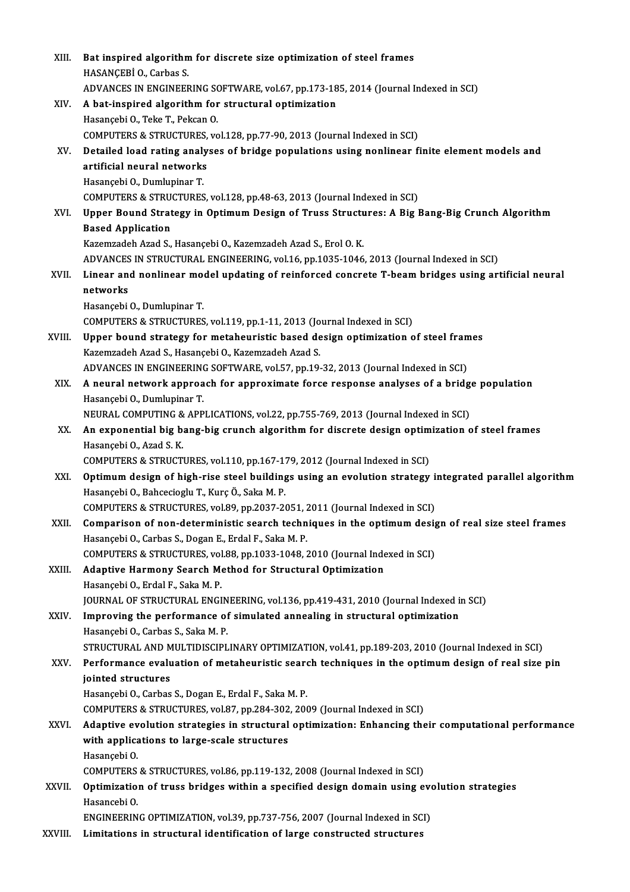XIII. **Bat inspired algorithm for discrete size optimization of steel frames**
HASANÇEBİ O., Carbas S.
ADVANCES IN ENGINEERING SOFTWARE, vol.67, pp.173-185, 2014 (Journal Indexed in SCI)

XIV. **A bat-inspired algorithm for structural optimization**
Hasançebi O., Teke T., Pekcan O.
COMPUTERS & STRUCTURES, vol.128, pp.77-90, 2013 (Journal Indexed in SCI)

XV. **Detailed load rating analyses of bridge populations using nonlinear finite element models and artificial neural networks**
Hasançebi O., Dumlupinar T.
COMPUTERS & STRUCTURES, vol.128, pp.48-63, 2013 (Journal Indexed in SCI)

XVI. **Upper Bound Strategy in Optimum Design of Truss Structures: A Big Bang-Big Crunch Algorithm Based Application**
Kazemzadeh Azad S., Hasançebi O., Kazemzadeh Azad S., Erol O. K.
ADVANCES IN STRUCTURAL ENGINEERING, vol.16, pp.1035-1046, 2013 (Journal Indexed in SCI)

XVII. **Linear and nonlinear model updating of reinforced concrete T-beam bridges using artificial neural networks**
Hasançebi O., Dumlupinar T.
COMPUTERS & STRUCTURES, vol.119, pp.1-11, 2013 (Journal Indexed in SCI)

XVIII. **Upper bound strategy for metaheuristic based design optimization of steel frames**
Kazemzadeh Azad S., Hasançebi O., Kazemzadeh Azad S.
ADVANCES IN ENGINEERING SOFTWARE, vol.57, pp.19-32, 2013 (Journal Indexed in SCI)

XIX. **A neural network approach for approximate force response analyses of a bridge population**
Hasançebi O., Dumlupinar T.
NEURAL COMPUTING & APPLICATIONS, vol.22, pp.755-769, 2013 (Journal Indexed in SCI)

XX. **An exponential big bang-big crunch algorithm for discrete design optimization of steel frames**
Hasançebi O., Azad S. K.
COMPUTERS & STRUCTURES, vol.110, pp.167-179, 2012 (Journal Indexed in SCI)

XXI. **Optimum design of high-rise steel buildings using an evolution strategy integrated parallel algorithm**
Hasançebi O., Bahcecioglu T., Kurç Ö., Saka M. P.
COMPUTERS & STRUCTURES, vol.89, pp.2037-2051, 2011 (Journal Indexed in SCI)

XXII. **Comparison of non-deterministic search techniques in the optimum design of real size steel frames**
Hasançebi O., Carbas S., Dogan E., Erdal F., Saka M. P.
COMPUTERS & STRUCTURES, vol.88, pp.1033-1048, 2010 (Journal Indexed in SCI)

XXIII. **Adaptive Harmony Search Method for Structural Optimization**
Hasançebi O., Erdal F., Saka M. P.
JOURNAL OF STRUCTURAL ENGINEERING, vol.136, pp.419-431, 2010 (Journal Indexed in SCI)

XXIV. **Improving the performance of simulated annealing in structural optimization**
Hasançebi O., Carbas S., Saka M. P.
STRUCTURAL AND MULTIDISCIPLINARY OPTIMIZATION, vol.41, pp.189-203, 2010 (Journal Indexed in SCI)

XXV. **Performance evaluation of metaheuristic search techniques in the optimum design of real size pin jointed structures**
Hasançebi O., Carbas S., Dogan E., Erdal F., Saka M. P.
COMPUTERS & STRUCTURES, vol.87, pp.284-302, 2009 (Journal Indexed in SCI)

XXVI. **Adaptive evolution strategies in structural optimization: Enhancing their computational performance with applications to large-scale structures**
Hasançebi O.
COMPUTERS & STRUCTURES, vol.86, pp.119-132, 2008 (Journal Indexed in SCI)

XXVII. **Optimization of truss bridges within a specified design domain using evolution strategies**
Hasancebi O.
ENGINEERING OPTIMIZATION, vol.39, pp.737-756, 2007 (Journal Indexed in SCI)

XXVIII. **Limitations in structural identification of large constructed structures**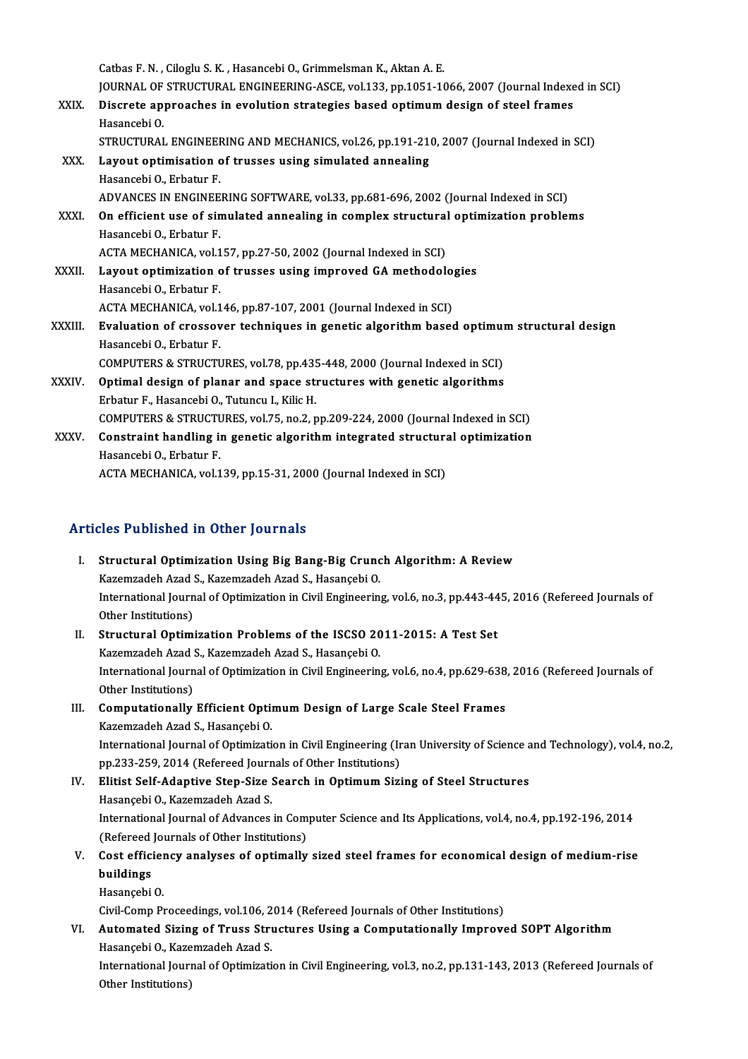Catbas F. N. , Ciloglu S. K. , Hasancebi O., Grimmelsman K., Aktan A. E.
JOURNAL OF STRUCTURAL ENGINEERING-ASCE, vol.133, pp.1051-1066, 2007 (Journal Indexed in SCI)

XXIX. **Discrete approaches in evolution strategies based optimum design of steel frames**
Hasancebi O.
STRUCTURAL ENGINEERING AND MECHANICS, vol.26, pp.191-210, 2007 (Journal Indexed in SCI)

XXX. **Layout optimisation of trusses using simulated annealing**
Hasancebi O., Erbatur F.
ADVANCES IN ENGINEERING SOFTWARE, vol.33, pp.681-696, 2002 (Journal Indexed in SCI)

XXXI. **On efficient use of simulated annealing in complex structural optimization problems**
Hasancebi O., Erbatur F.
ACTA MECHANICA, vol.157, pp.27-50, 2002 (Journal Indexed in SCI)

XXXII. **Layout optimization of trusses using improved GA methodologies**
Hasancebi O., Erbatur F.
ACTA MECHANICA, vol.146, pp.87-107, 2001 (Journal Indexed in SCI)

XXXIII. **Evaluation of crossover techniques in genetic algorithm based optimum structural design**
Hasancebi O., Erbatur F.
COMPUTERS & STRUCTURES, vol.78, pp.435-448, 2000 (Journal Indexed in SCI)

XXXIV. **Optimal design of planar and space structures with genetic algorithms**
Erbatur F., Hasancebi O., Tutuncu I., Kilic H.
COMPUTERS & STRUCTURES, vol.75, no.2, pp.209-224, 2000 (Journal Indexed in SCI)

XXXV. **Constraint handling in genetic algorithm integrated structural optimization**
Hasancebi O., Erbatur F.
ACTA MECHANICA, vol.139, pp.15-31, 2000 (Journal Indexed in SCI)

## Articles Published in Other Journals

I. **Structural Optimization Using Big Bang-Big Crunch Algorithm: A Review**
Kazemzadeh Azad S., Kazemzadeh Azad S., Hasançebi O.
International Journal of Optimization in Civil Engineering, vol.6, no.3, pp.443-445, 2016 (Refereed Journals of Other Institutions)

II. **Structural Optimization Problems of the ISCSO 2011-2015: A Test Set**
Kazemzadeh Azad S., Kazemzadeh Azad S., Hasançebi O.
International Journal of Optimization in Civil Engineering, vol.6, no.4, pp.629-638, 2016 (Refereed Journals of Other Institutions)

III. **Computationally Efficient Optimum Design of Large Scale Steel Frames**
Kazemzadeh Azad S., Hasançebi O.
International Journal of Optimization in Civil Engineering (Iran University of Science and Technology), vol.4, no.2, pp.233-259, 2014 (Refereed Journals of Other Institutions)

IV. **Elitist Self-Adaptive Step-Size Search in Optimum Sizing of Steel Structures**
Hasançebi O., Kazemzadeh Azad S.
International Journal of Advances in Computer Science and Its Applications, vol.4, no.4, pp.192-196, 2014 (Refereed Journals of Other Institutions)

V. **Cost efficiency analyses of optimally sized steel frames for economical design of medium-rise buildings**
Hasançebi O.
Civil-Comp Proceedings, vol.106, 2014 (Refereed Journals of Other Institutions)

VI. **Automated Sizing of Truss Structures Using a Computationally Improved SOPT Algorithm**
Hasançebi O., Kazemzadeh Azad S.
International Journal of Optimization in Civil Engineering, vol.3, no.2, pp.131-143, 2013 (Refereed Journals of Other Institutions)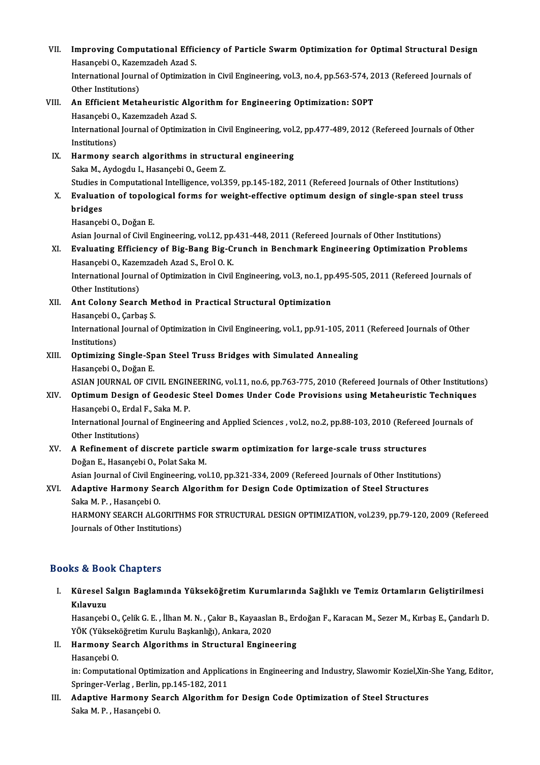VII. **Improving Computational Efficiency of Particle Swarm Optimization for Optimal Structural Design**
Hasançebi O., Kazemzadeh Azad S.
International Journal of Optimization in Civil Engineering, vol.3, no.4, pp.563-574, 2013 (Refereed Journals of Other Institutions)

VIII. **An Efficient Metaheuristic Algorithm for Engineering Optimization: SOPT**
Hasançebi O., Kazemzadeh Azad S.
International Journal of Optimization in Civil Engineering, vol.2, pp.477-489, 2012 (Refereed Journals of Other Institutions)

IX. **Harmony search algorithms in structural engineering**
Saka M., Aydogdu I., Hasançebi O., Geem Z.
Studies in Computational Intelligence, vol.359, pp.145-182, 2011 (Refereed Journals of Other Institutions)

X. **Evaluation of topological forms for weight-effective optimum design of single-span steel truss bridges**
Hasançebi O., Doğan E.
Asian Journal of Civil Engineering, vol.12, pp.431-448, 2011 (Refereed Journals of Other Institutions)

XI. **Evaluating Efficiency of Big-Bang Big-Crunch in Benchmark Engineering Optimization Problems**
Hasançebi O., Kazemzadeh Azad S., Erol O. K.
International Journal of Optimization in Civil Engineering, vol.3, no.1, pp.495-505, 2011 (Refereed Journals of Other Institutions)

XII. **Ant Colony Search Method in Practical Structural Optimization**
Hasançebi O., Çarbaş S.
International Journal of Optimization in Civil Engineering, vol.1, pp.91-105, 2011 (Refereed Journals of Other Institutions)

XIII. **Optimizing Single-Span Steel Truss Bridges with Simulated Annealing**
Hasançebi O., Doğan E.
ASIAN JOURNAL OF CIVIL ENGINEERING, vol.11, no.6, pp.763-775, 2010 (Refereed Journals of Other Institutions)

XIV. **Optimum Design of Geodesic Steel Domes Under Code Provisions using Metaheuristic Techniques**
Hasançebi O., Erdal F., Saka M. P.
International Journal of Engineering and Applied Sciences , vol.2, no.2, pp.88-103, 2010 (Refereed Journals of Other Institutions)

XV. **A Refinement of discrete particle swarm optimization for large-scale truss structures**
Doğan E., Hasançebi O., Polat Saka M.
Asian Journal of Civil Engineering, vol.10, pp.321-334, 2009 (Refereed Journals of Other Institutions)

XVI. **Adaptive Harmony Search Algorithm for Design Code Optimization of Steel Structures**
Saka M. P. , Hasançebi O.
HARMONY SEARCH ALGORITHMS FOR STRUCTURAL DESIGN OPTIMIZATION, vol.239, pp.79-120, 2009 (Refereed Journals of Other Institutions)

## Books & Book Chapters

I. **Küresel Salgın Baglamında Yükseköğretim Kurumlarında Sağlıklı ve Temiz Ortamların Geliştirilmesi Kılavuzu**
Hasançebi O., Çelik G. E. , İlhan M. N. , Çakır B., Kayaaslan B., Erdoğan F., Karacan M., Sezer M., Kırbaş E., Çandarlı D.
YÖK (Yükseköğretim Kurulu Başkanlığı), Ankara, 2020

II. **Harmony Search Algorithms in Structural Engineering**
Hasançebi O.
in: Computational Optimization and Applications in Engineering and Industry, Slawomir Koziel,Xin-She Yang, Editor, Springer-Verlag , Berlin, pp.145-182, 2011

III. **Adaptive Harmony Search Algorithm for Design Code Optimization of Steel Structures**
Saka M. P. , Hasançebi O.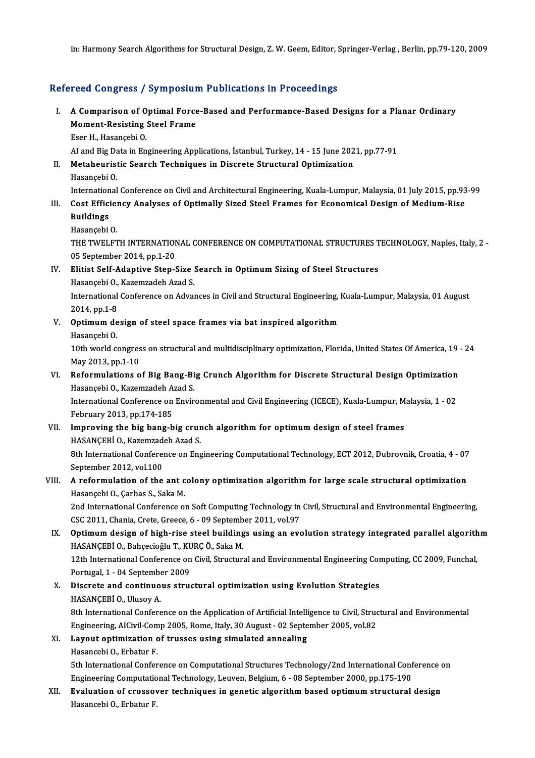in: Harmony Search Algorithms for Structural Design, Z. W. Geem, Editor, Springer-Verlag , Berlin, pp.79-120, 2009

## Refereed Congress / Symposium Publications in Proceedings

I. **A Comparison of Optimal Force-Based and Performance-Based Designs for a Planar Ordinary Moment-Resisting Steel Frame**
Eser H., Hasançebi O.
AI and Big Data in Engineering Applications, İstanbul, Turkey, 14 - 15 June 2021, pp.77-91

II. **Metaheuristic Search Techniques in Discrete Structural Optimization**
Hasançebi O.
International Conference on Civil and Architectural Engineering, Kuala-Lumpur, Malaysia, 01 July 2015, pp.93-99

III. **Cost Efficiency Analyses of Optimally Sized Steel Frames for Economical Design of Medium-Rise Buildings**
Hasançebi O.
THE TWELFTH INTERNATIONAL CONFERENCE ON COMPUTATIONAL STRUCTURES TECHNOLOGY, Naples, Italy, 2 - 05 September 2014, pp.1-20

IV. **Elitist Self-Adaptive Step-Size Search in Optimum Sizing of Steel Structures**
Hasançebi O., Kazemzadeh Azad S.
International Conference on Advances in Civil and Structural Engineering, Kuala-Lumpur, Malaysia, 01 August 2014, pp.1-8

V. **Optimum design of steel space frames via bat inspired algorithm**
Hasançebi O.
10th world congress on structural and multidisciplinary optimization, Florida, United States Of America, 19 - 24 May 2013, pp.1-10

VI. **Reformulations of Big Bang-Big Crunch Algorithm for Discrete Structural Design Optimization**
Hasançebi O., Kazemzadeh Azad S.
International Conference on Environmental and Civil Engineering (ICECE), Kuala-Lumpur, Malaysia, 1 - 02 February 2013, pp.174-185

VII. **Improving the big bang-big crunch algorithm for optimum design of steel frames**
HASANÇEBİ O., Kazemzadeh Azad S.
8th International Conference on Engineering Computational Technology, ECT 2012, Dubrovnik, Croatia, 4 - 07 September 2012, vol.100

VIII. **A reformulation of the ant colony optimization algorithm for large scale structural optimization**
Hasançebi O., Çarbas S., Saka M.
2nd International Conference on Soft Computing Technology in Civil, Structural and Environmental Engineering, CSC 2011, Chania, Crete, Greece, 6 - 09 September 2011, vol.97

IX. **Optimum design of high-rise steel buildings using an evolution strategy integrated parallel algorithm**
HASANÇEBİ O., Bahçecioğlu T., KURÇ Ö., Saka M.
12th International Conference on Civil, Structural and Environmental Engineering Computing, CC 2009, Funchal, Portugal, 1 - 04 September 2009

X. **Discrete and continuous structural optimization using Evolution Strategies**
HASANÇEBİ O., Ulusoy A.
8th International Conference on the Application of Artificial Intelligence to Civil, Structural and Environmental Engineering, AICivil-Comp 2005, Rome, Italy, 30 August - 02 September 2005, vol.82

XI. **Layout optimization of trusses using simulated annealing**
Hasancebi O., Erbatur F.
5th International Conference on Computational Structures Technology/2nd International Conference on Engineering Computational Technology, Leuven, Belgium, 6 - 08 September 2000, pp.175-190

XII. **Evaluation of crossover techniques in genetic algorithm based optimum structural design**
Hasancebi O., Erbatur F.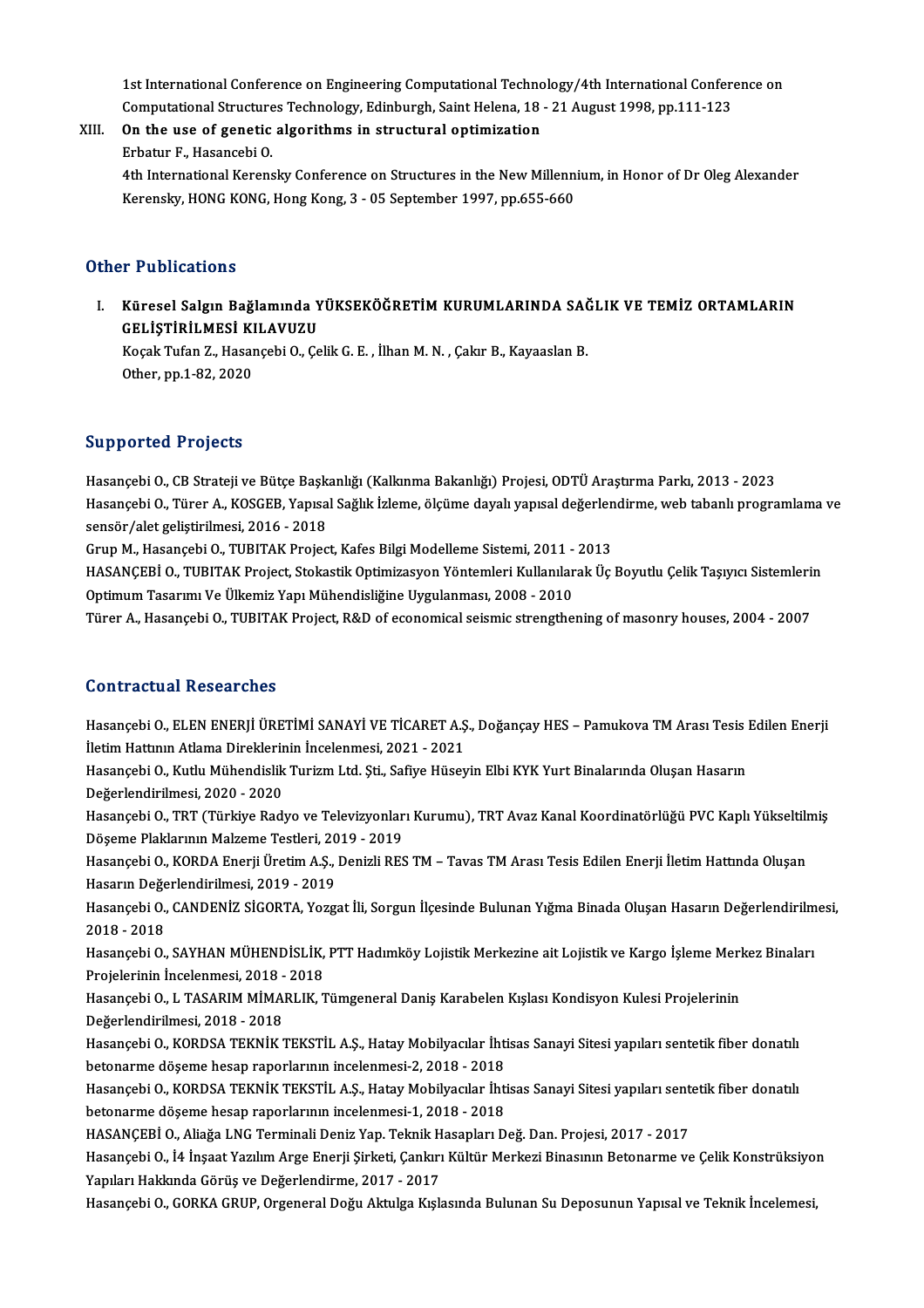1st International Conference on Engineering Computational Technology/4th International Conference on Computational Structures Technology, Edinburgh, Saint Helena, 18 - 21 August 1998, pp.111-123

XIII. **On the use of genetic algorithms in structural optimization**
Erbatur F., Hasancebi O.
4th International Kerensky Conference on Structures in the New Millennium, in Honor of Dr Oleg Alexander Kerensky, HONG KONG, Hong Kong, 3 - 05 September 1997, pp.655-660

## Other Publications

I. **Küresel Salgın Bağlamında YÜKSEKÖĞRETİM KURUMLARINDA SAĞLIK VE TEMİZ ORTAMLARIN GELİŞTİRİLMESİ KILAVUZU**
Koçak Tufan Z., Hasançebi O., Çelik G. E. , İlhan M. N. , Çakır B., Kayaaslan B.
Other, pp.1-82, 2020

## Supported Projects

Hasançebi O., CB Strateji ve Bütçe Başkanlığı (Kalkınma Bakanlığı) Projesi, ODTÜ Araştırma Parkı, 2013 - 2023

Hasançebi O., Türer A., KOSGEB, Yapısal Sağlık İzleme, ölçüme dayalı yapısal değerlendirme, web tabanlı programlama ve sensör/alet geliştirilmesi, 2016 - 2018

Grup M., Hasançebi O., TUBITAK Project, Kafes Bilgi Modelleme Sistemi, 2011 - 2013

HASANÇEBİ O., TUBITAK Project, Stokastik Optimizasyon Yöntemleri Kullanılarak Üç Boyutlu Çelik Taşıyıcı Sistemlerin Optimum Tasarımı Ve Ülkemiz Yapı Mühendisliğine Uygulanması, 2008 - 2010

Türer A., Hasançebi O., TUBITAK Project, R&D of economical seismic strengthening of masonry houses, 2004 - 2007

## Contractual Researches

Hasançebi O., ELEN ENERJİ ÜRETİMİ SANAYİ VE TİCARET A.Ş., Doğançay HES – Pamukova TM Arası Tesis Edilen Enerji İletim Hattının Atlama Direklerinin İncelenmesi, 2021 - 2021

Hasançebi O., Kutlu Mühendislik Turizm Ltd. Şti., Safiye Hüseyin Elbi KYK Yurt Binalarında Oluşan Hasarın Değerlendirilmesi, 2020 - 2020

Hasançebi O., TRT (Türkiye Radyo ve Televizyonları Kurumu), TRT Avaz Kanal Koordinatörlüğü PVC Kaplı Yükseltilmiş Döşeme Plaklarının Malzeme Testleri, 2019 - 2019

Hasançebi O., KORDA Enerji Üretim A.Ş., Denizli RES TM – Tavas TM Arası Tesis Edilen Enerji İletim Hattında Oluşan Hasarın Değerlendirilmesi, 2019 - 2019

Hasançebi O., CANDENİZ SİGORTA, Yozgat İli, Sorgun İlçesinde Bulunan Yığma Binada Oluşan Hasarın Değerlendirilmesi, 2018 - 2018

Hasançebi O., SAYHAN MÜHENDİSLİK, PTT Hadımköy Lojistik Merkezine ait Lojistik ve Kargo İşleme Merkez Binaları Projelerinin İncelenmesi, 2018 - 2018

Hasançebi O., L TASARIM MİMARLIK, Tümgeneral Daniş Karabelen Kışlası Kondisyon Kulesi Projelerinin Değerlendirilmesi, 2018 - 2018

Hasançebi O., KORDSA TEKNİK TEKSTİL A.Ş., Hatay Mobilyacılar İhtisas Sanayi Sitesi yapıları sentetik fiber donatılı betonarme döşeme hesap raporlarının incelenmesi-2, 2018 - 2018

Hasançebi O., KORDSA TEKNİK TEKSTİL A.Ş., Hatay Mobilyacılar İhtisas Sanayi Sitesi yapıları sentetik fiber donatılı betonarme döşeme hesap raporlarının incelenmesi-1, 2018 - 2018

HASANÇEBİ O., Aliağa LNG Terminali Deniz Yap. Teknik Hasapları Değ. Dan. Projesi, 2017 - 2017

Hasançebi O., İ4 İnşaat Yazılım Arge Enerji Şirketi, Çankırı Kültür Merkezi Binasının Betonarme ve Çelik Konstrüksiyon Yapıları Hakkında Görüş ve Değerlendirme, 2017 - 2017

Hasançebi O., GORKA GRUP, Orgeneral Doğu Aktulga Kışlasında Bulunan Su Deposunun Yapısal ve Teknik İncelemesi,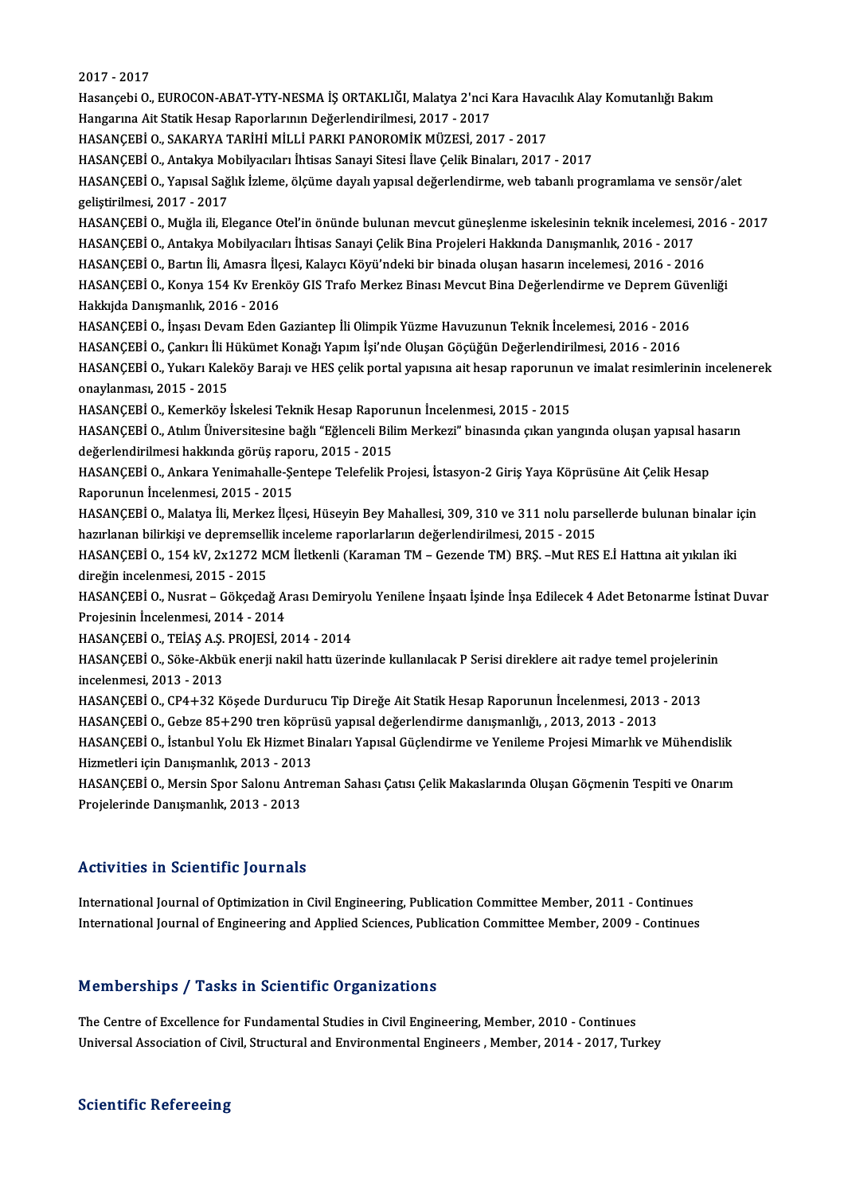2017 - 2017
Hasançebi O., EUROCON-ABAT-YTY-NESMA İŞ ORTAKLIĞI, Malatya 2'nci Kara Havacılık Alay Komutanlığı Bakım Hangarına Ait Statik Hesap Raporlarının Değerlendirilmesi, 2017 - 2017

HASANÇEBİ O., SAKARYA TARİHİ MİLLİ PARKI PANOROMİK MÜZESİ, 2017 - 2017

HASANÇEBİ O., Antakya Mobilyacıları İhtisas Sanayi Sitesi İlave Çelik Binaları, 2017 - 2017

HASANÇEBİ O., Yapısal Sağlık İzleme, ölçüme dayalı yapısal değerlendirme, web tabanlı programlama ve sensör/alet geliştirilmesi, 2017 - 2017

HASANÇEBİ O., Muğla ili, Elegance Otel'in önünde bulunan mevcut güneşlenme iskelesinin teknik incelemesi, 2016 - 2017

HASANÇEBİ O., Antakya Mobilyacıları İhtisas Sanayi Çelik Bina Projeleri Hakkında Danışmanlık, 2016 - 2017

HASANÇEBİ O., Bartın İli, Amasra İlçesi, Kalaycı Köyü'ndeki bir binada oluşan hasarın incelemesi, 2016 - 2016

HASANÇEBİ O., Konya 154 Kv Erenköy GIS Trafo Merkez Binası Mevcut Bina Değerlendirme ve Deprem Güvenliği Hakkıjda Danışmanlık, 2016 - 2016

HASANÇEBİ O., İnşası Devam Eden Gaziantep İli Olimpik Yüzme Havuzunun Teknik İncelemesi, 2016 - 2016

HASANÇEBİ O., Çankırı İli Hükümet Konağı Yapım İşi'nde Oluşan Göçüğün Değerlendirilmesi, 2016 - 2016

HASANÇEBİ O., Yukarı Kaleköy Barajı ve HES çelik portal yapısına ait hesap raporunun ve imalat resimlerinin incelenerek onaylanması, 2015 - 2015

HASANÇEBİ O., Kemerköy İskelesi Teknik Hesap Raporunun İncelenmesi, 2015 - 2015

HASANÇEBİ O., Atılım Üniversitesine bağlı "Eğlenceli Bilim Merkezi" binasında çıkan yangında oluşan yapısal hasarın değerlendirilmesi hakkında görüş raporu, 2015 - 2015

HASANÇEBİ O., Ankara Yenimahalle-Şentepe Telefelik Projesi, İstasyon-2 Giriş Yaya Köprüsüne Ait Çelik Hesap Raporunun İncelenmesi, 2015 - 2015

HASANÇEBİ O., Malatya İli, Merkez İlçesi, Hüseyin Bey Mahallesi, 309, 310 ve 311 nolu parsellerde bulunan binalar için hazırlanan bilirkişi ve depremsellik inceleme raporlarlarının değerlendirilmesi, 2015 - 2015

HASANÇEBİ O., 154 kV, 2x1272 MCM İletkenli (Karaman TM – Gezende TM) BRŞ. –Mut RES E.İ Hattına ait yıkılan iki direğin incelenmesi, 2015 - 2015

HASANÇEBİ O., Nusrat – Gökçedağ Arası Demiryolu Yenilene İnşaatı İşinde İnşa Edilecek 4 Adet Betonarme İstinat Duvar Projesinin İncelenmesi, 2014 - 2014

HASANÇEBİ O., TEİAŞ A.Ş. PROJESİ, 2014 - 2014

HASANÇEBİ O., Söke-Akbük enerji nakil hattı üzerinde kullanılacak P Serisi direklere ait radye temel projelerinin incelenmesi, 2013 - 2013

HASANÇEBİ O., CP4+32 Köşede Durdurucu Tip Direğe Ait Statik Hesap Raporunun İncelenmesi, 2013 - 2013

HASANÇEBİ O., Gebze 85+290 tren köprüsü yapısal değerlendirme danışmanlığı, , 2013, 2013 - 2013

HASANÇEBİ O., İstanbul Yolu Ek Hizmet Binaları Yapısal Güçlendirme ve Yenileme Projesi Mimarlık ve Mühendislik Hizmetleri için Danışmanlık, 2013 - 2013

HASANÇEBİ O., Mersin Spor Salonu Antreman Sahası Çatısı Çelik Makaslarında Oluşan Göçmenin Tespiti ve Onarım Projelerinde Danışmanlık, 2013 - 2013

## Activities in Scientific Journals

International Journal of Optimization in Civil Engineering, Publication Committee Member, 2011 - Continues

International Journal of Engineering and Applied Sciences, Publication Committee Member, 2009 - Continues

## Memberships / Tasks in Scientific Organizations

The Centre of Excellence for Fundamental Studies in Civil Engineering, Member, 2010 - Continues

Universal Association of Civil, Structural and Environmental Engineers , Member, 2014 - 2017, Turkey

## Scientific Refereeing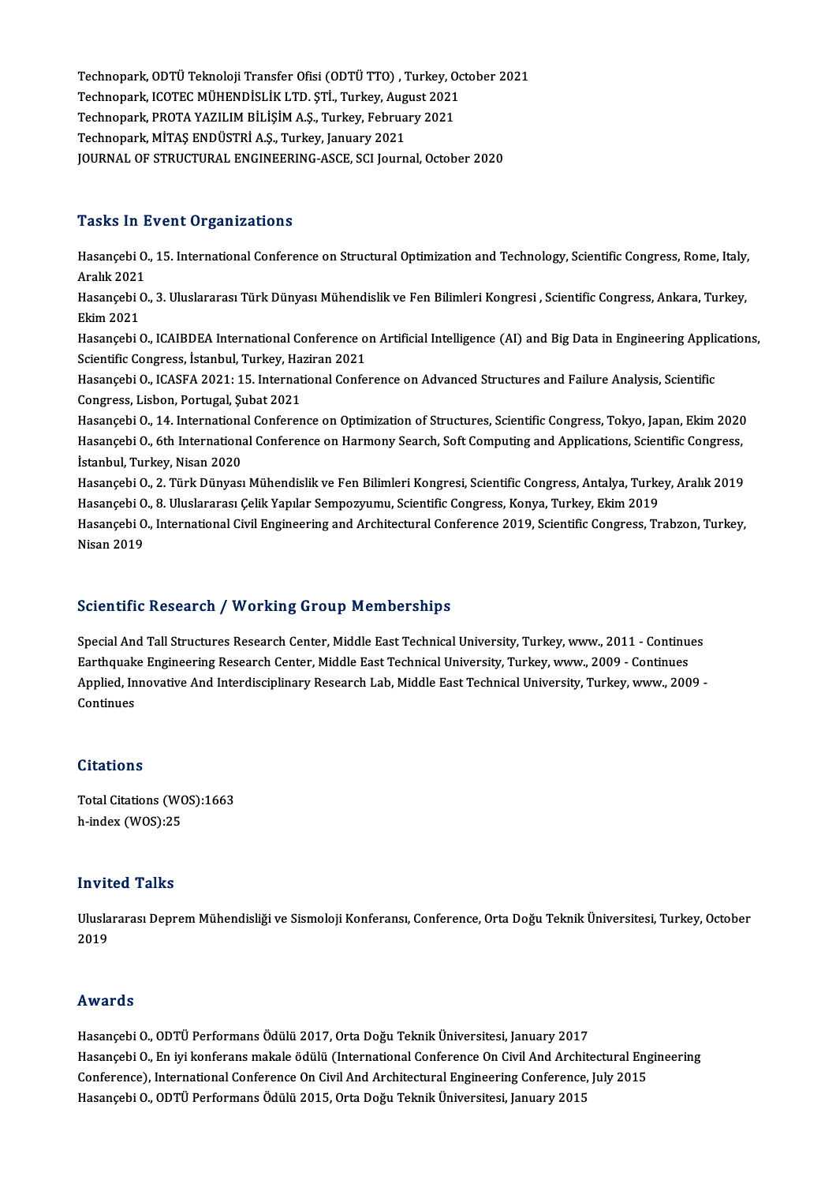Technopark, ODTÜ Teknoloji Transfer Ofisi (ODTÜ TTO) , Turkey, October 2021
Technopark, ICOTEC MÜHENDİSLİK LTD. ŞTİ., Turkey, August 2021
Technopark, PROTA YAZILIM BİLİŞİM A.Ş., Turkey, February 2021
Technopark, MİTAŞ ENDÜSTRİ A.Ş., Turkey, January 2021
JOURNAL OF STRUCTURAL ENGINEERING-ASCE, SCI Journal, October 2020

## Tasks In Event Organizations

Hasançebi O., 15. International Conference on Structural Optimization and Technology, Scientific Congress, Rome, Italy, Aralık 2021
Hasançebi O., 3. Uluslararası Türk Dünyası Mühendislik ve Fen Bilimleri Kongresi , Scientific Congress, Ankara, Turkey, Ekim 2021
Hasançebi O., ICAIBDEA International Conference on Artificial Intelligence (AI) and Big Data in Engineering Applications, Scientific Congress, İstanbul, Turkey, Haziran 2021
Hasançebi O., ICASFA 2021: 15. International Conference on Advanced Structures and Failure Analysis, Scientific Congress, Lisbon, Portugal, Şubat 2021
Hasançebi O., 14. International Conference on Optimization of Structures, Scientific Congress, Tokyo, Japan, Ekim 2020
Hasançebi O., 6th International Conference on Harmony Search, Soft Computing and Applications, Scientific Congress, İstanbul, Turkey, Nisan 2020
Hasançebi O., 2. Türk Dünyası Mühendislik ve Fen Bilimleri Kongresi, Scientific Congress, Antalya, Turkey, Aralık 2019
Hasançebi O., 8. Uluslararası Çelik Yapılar Sempozyumu, Scientific Congress, Konya, Turkey, Ekim 2019
Hasançebi O., International Civil Engineering and Architectural Conference 2019, Scientific Congress, Trabzon, Turkey, Nisan 2019

## Scientific Research / Working Group Memberships

Special And Tall Structures Research Center, Middle East Technical University, Turkey, www., 2011 - Continues
Earthquake Engineering Research Center, Middle East Technical University, Turkey, www., 2009 - Continues
Applied, Innovative And Interdisciplinary Research Lab, Middle East Technical University, Turkey, www., 2009 - Continues

## Citations

Total Citations (WOS):1663
h-index (WOS):25

## Invited Talks

Uluslararası Deprem Mühendisliği ve Sismoloji Konferansı, Conference, Orta Doğu Teknik Üniversitesi, Turkey, October 2019

## Awards

Hasançebi O., ODTÜ Performans Ödülü 2017, Orta Doğu Teknik Üniversitesi, January 2017
Hasançebi O., En iyi konferans makale ödülü (International Conference On Civil And Architectural Engineering Conference), International Conference On Civil And Architectural Engineering Conference, July 2015
Hasançebi O., ODTÜ Performans Ödülü 2015, Orta Doğu Teknik Üniversitesi, January 2015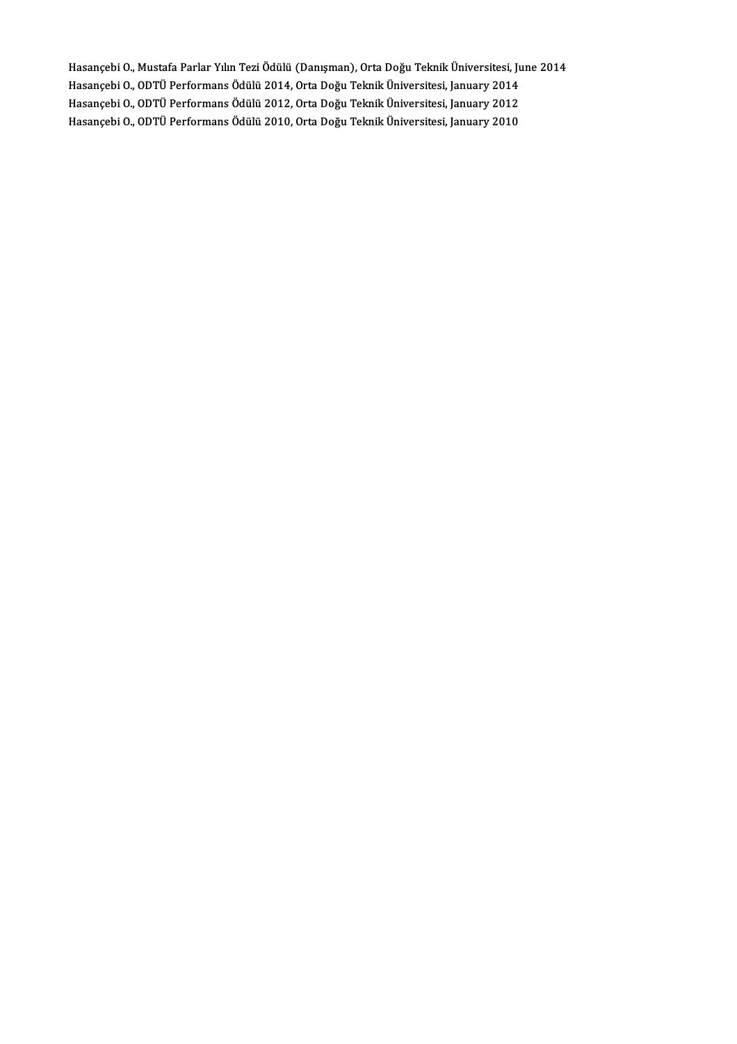Hasançebi O., Mustafa Parlar Yılın Tezi Ödülü (Danışman), Orta Doğu Teknik Üniversitesi, June 2014
Hasançebi O., ODTÜ Performans Ödülü 2014, Orta Doğu Teknik Üniversitesi, January 2014
Hasançebi O., ODTÜ Performans Ödülü 2012, Orta Doğu Teknik Üniversitesi, January 2012
Hasançebi O., ODTÜ Performans Ödülü 2010, Orta Doğu Teknik Üniversitesi, January 2010